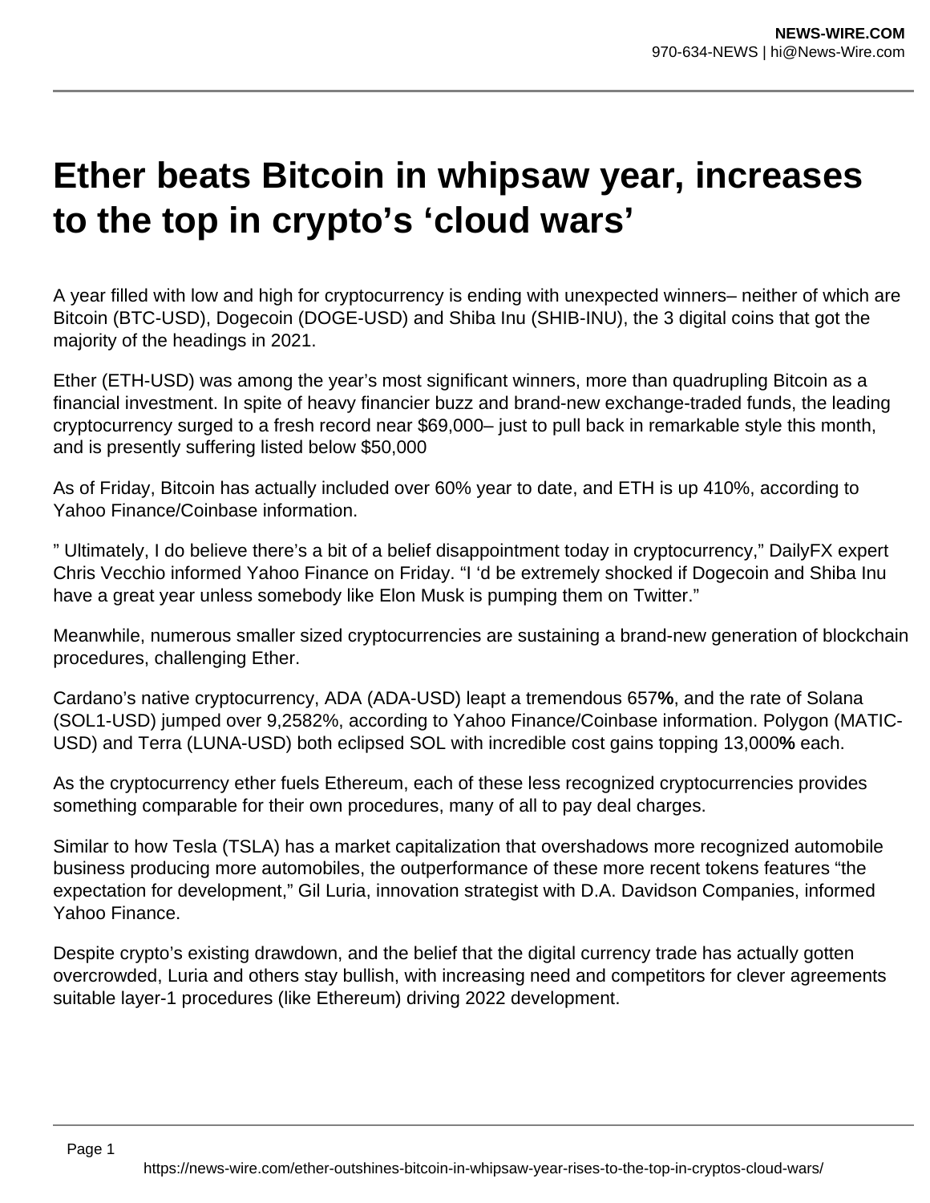# Ether beats Bitcoin in whipsaw year, increases to the top in crypto's 'cloud wars'

A year filled with low and high for cryptocurrency is ending with unexpected winners– neither of which are Bitcoin (BTC-USD), Dogecoin (DOGE-USD) and Shiba Inu (SHIB-INU), the 3 digital coins that got the majority of the headings in 2021.

Ether (ETH-USD) was among the year's most significant winners, more than quadrupling Bitcoin as a financial investment. In spite of heavy financier buzz and brand-new exchange-traded funds, the leading cryptocurrency surged to a fresh record near $69,000– just to pull back in remarkable style this month, and is presently suffering listed below $50,000

As of Friday, Bitcoin has actually included over 60% year to date, and ETH is up 410%, according to Yahoo Finance/Coinbase information.

" Ultimately, I do believe there's a bit of a belief disappointment today in cryptocurrency," DailyFX expert Chris Vecchio informed Yahoo Finance on Friday. "I 'd be extremely shocked if Dogecoin and Shiba Inu have a great year unless somebody like Elon Musk is pumping them on Twitter."

Meanwhile, numerous smaller sized cryptocurrencies are sustaining a brand-new generation of blockchain procedures, challenging Ether.

Cardano's native cryptocurrency, ADA (ADA-USD) leapt a tremendous 657**%**, and the rate of Solana (SOL1-USD) jumped over 9,2582%, according to Yahoo Finance/Coinbase information. Polygon (MATIC-USD) and Terra (LUNA-USD) both eclipsed SOL with incredible cost gains topping 13,000**%** each.

As the cryptocurrency ether fuels Ethereum, each of these less recognized cryptocurrencies provides something comparable for their own procedures, many of all to pay deal charges.

Similar to how Tesla (TSLA) has a market capitalization that overshadows more recognized automobile business producing more automobiles, the outperformance of these more recent tokens features "the expectation for development," Gil Luria, innovation strategist with D.A. Davidson Companies, informed Yahoo Finance.

Despite crypto's existing drawdown, and the belief that the digital currency trade has actually gotten overcrowded, Luria and others stay bullish, with increasing need and competitors for clever agreements suitable layer-1 procedures (like Ethereum) driving 2022 development.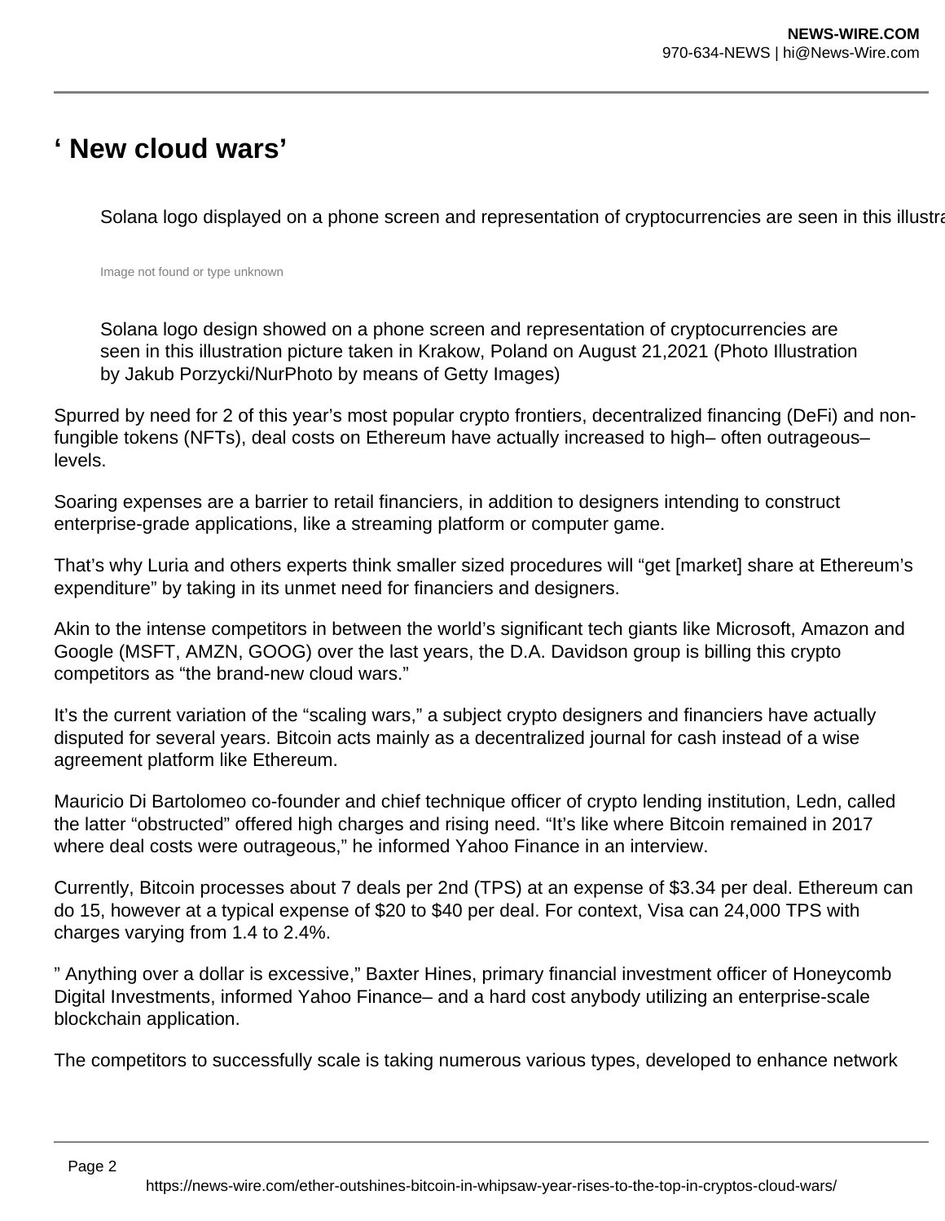# ‘ New cloud wars’

Solana logo displayed on a phone screen and representation of cryptocurrencies are seen in this illustra

Image not found or type unknown

Solana logo design showed on a phone screen and representation of cryptocurrencies are seen in this illustration picture taken in Krakow, Poland on August 21,2021 (Photo Illustration by Jakub Porzycki/NurPhoto by means of Getty Images)

Spurred by need for 2 of this year’s most popular crypto frontiers, decentralized financing (DeFi) and non-fungible tokens (NFTs), deal costs on Ethereum have actually increased to high– often outrageous– levels.

Soaring expenses are a barrier to retail financiers, in addition to designers intending to construct enterprise-grade applications, like a streaming platform or computer game.

That’s why Luria and others experts think smaller sized procedures will “get [market] share at Ethereum’s expenditure” by taking in its unmet need for financiers and designers.

Akin to the intense competitors in between the world’s significant tech giants like Microsoft, Amazon and Google (MSFT, AMZN, GOOG) over the last years, the D.A. Davidson group is billing this crypto competitors as “the brand-new cloud wars.”

It’s the current variation of the “scaling wars,” a subject crypto designers and financiers have actually disputed for several years. Bitcoin acts mainly as a decentralized journal for cash instead of a wise agreement platform like Ethereum.

Mauricio Di Bartolomeo co-founder and chief technique officer of crypto lending institution, Ledn, called the latter “obstructed” offered high charges and rising need. “It’s like where Bitcoin remained in 2017 where deal costs were outrageous,” he informed Yahoo Finance in an interview.

Currently, Bitcoin processes about 7 deals per 2nd (TPS) at an expense of $3.34 per deal. Ethereum can do 15, however at a typical expense of $20 to $40 per deal. For context, Visa can 24,000 TPS with charges varying from 1.4 to 2.4%.

” Anything over a dollar is excessive,” Baxter Hines, primary financial investment officer of Honeycomb Digital Investments, informed Yahoo Finance– and a hard cost anybody utilizing an enterprise-scale blockchain application.

The competitors to successfully scale is taking numerous various types, developed to enhance network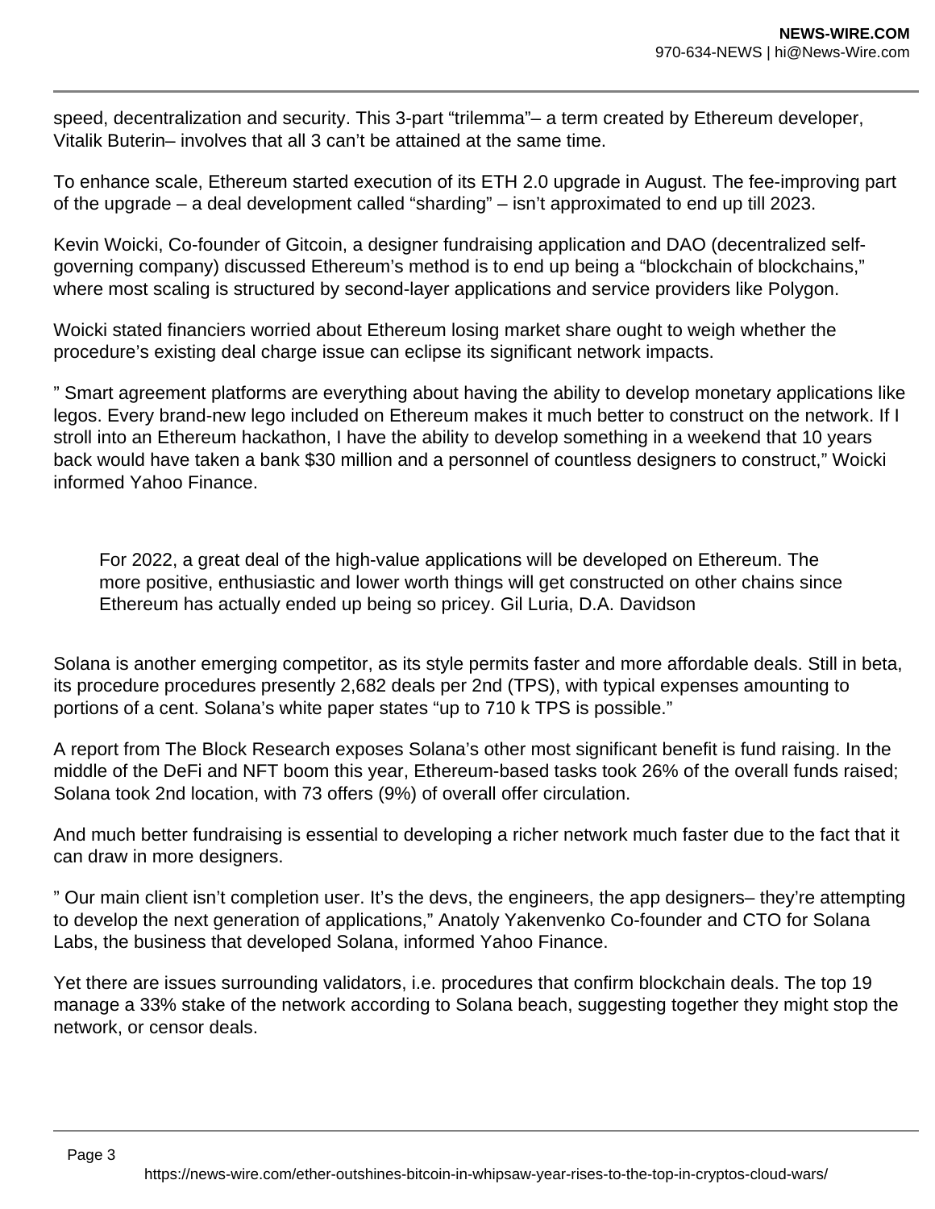speed, decentralization and security. This 3-part “trilemma”– a term created by Ethereum developer, Vitalik Buterin– involves that all 3 can’t be attained at the same time.

To enhance scale, Ethereum started execution of its ETH 2.0 upgrade in August. The fee-improving part of the upgrade – a deal development called “sharding” – isn’t approximated to end up till 2023.

Kevin Woicki, Co-founder of Gitcoin, a designer fundraising application and DAO (decentralized self-governing company) discussed Ethereum’s method is to end up being a “blockchain of blockchains,” where most scaling is structured by second-layer applications and service providers like Polygon.

Woicki stated financiers worried about Ethereum losing market share ought to weigh whether the procedure’s existing deal charge issue can eclipse its significant network impacts.

” Smart agreement platforms are everything about having the ability to develop monetary applications like legos. Every brand-new lego included on Ethereum makes it much better to construct on the network. If I stroll into an Ethereum hackathon, I have the ability to develop something in a weekend that 10 years back would have taken a bank $30 million and a personnel of countless designers to construct,” Woicki informed Yahoo Finance.

> For 2022, a great deal of the high-value applications will be developed on Ethereum. The more positive, enthusiastic and lower worth things will get constructed on other chains since Ethereum has actually ended up being so pricey. Gil Luria, D.A. Davidson

Solana is another emerging competitor, as its style permits faster and more affordable deals. Still in beta, its procedure procedures presently 2,682 deals per 2nd (TPS), with typical expenses amounting to portions of a cent. Solana’s white paper states “up to 710 k TPS is possible.”

A report from The Block Research exposes Solana’s other most significant benefit is fund raising. In the middle of the DeFi and NFT boom this year, Ethereum-based tasks took 26% of the overall funds raised; Solana took 2nd location, with 73 offers (9%) of overall offer circulation.

And much better fundraising is essential to developing a richer network much faster due to the fact that it can draw in more designers.

” Our main client isn’t completion user. It’s the devs, the engineers, the app designers– they’re attempting to develop the next generation of applications,” Anatoly Yakenvenko Co-founder and CTO for Solana Labs, the business that developed Solana, informed Yahoo Finance.

Yet there are issues surrounding validators, i.e. procedures that confirm blockchain deals. The top 19 manage a 33% stake of the network according to Solana beach, suggesting together they might stop the network, or censor deals.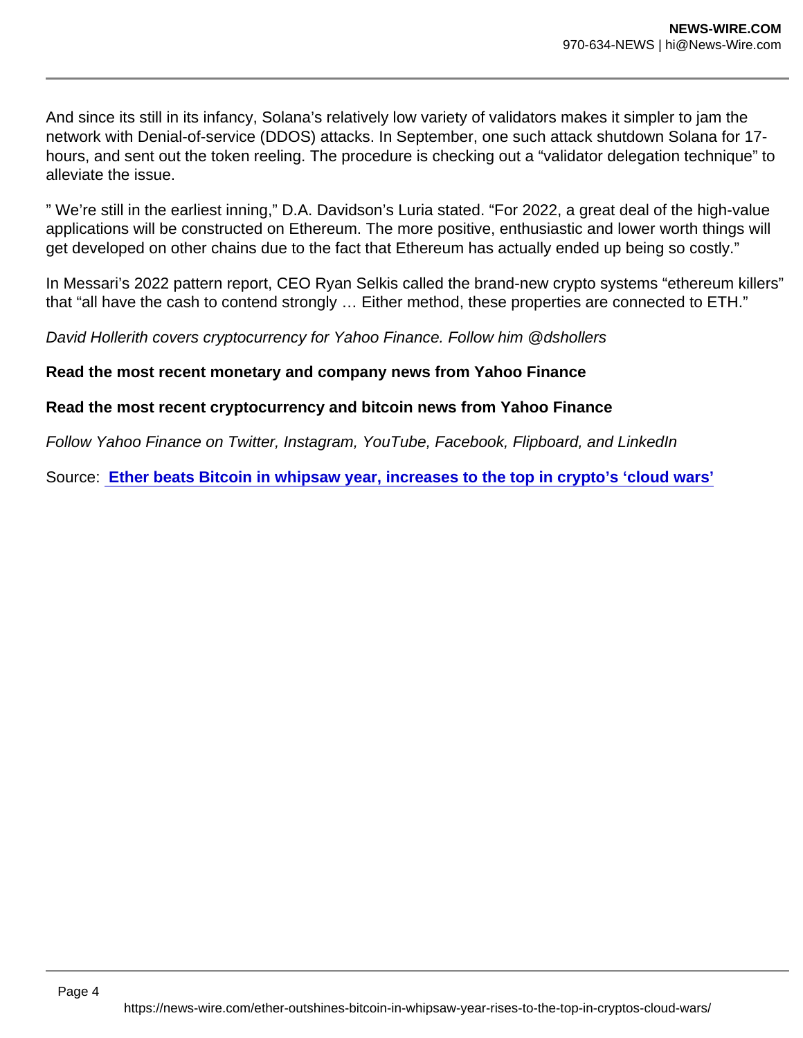And since its still in its infancy, Solana's relatively low variety of validators makes it simpler to jam the network with Denial-of-service (DDOS) attacks. In September, one such attack shutdown Solana for 17-hours, and sent out the token reeling. The procedure is checking out a "validator delegation technique" to alleviate the issue.

" We're still in the earliest inning," D.A. Davidson's Luria stated. "For 2022, a great deal of the high-value applications will be constructed on Ethereum. The more positive, enthusiastic and lower worth things will get developed on other chains due to the fact that Ethereum has actually ended up being so costly."

In Messari's 2022 pattern report, CEO Ryan Selkis called the brand-new crypto systems "ethereum killers" that "all have the cash to contend strongly … Either method, these properties are connected to ETH."

*David Hollerith covers cryptocurrency for Yahoo Finance. Follow him @dshollers*

**Read the most recent monetary and company news from Yahoo Finance**

**Read the most recent cryptocurrency and bitcoin news from Yahoo Finance**

*Follow Yahoo Finance on Twitter, Instagram, YouTube, Facebook, Flipboard, and LinkedIn*

Source: **Ether beats Bitcoin in whipsaw year, increases to the top in crypto's 'cloud wars'**